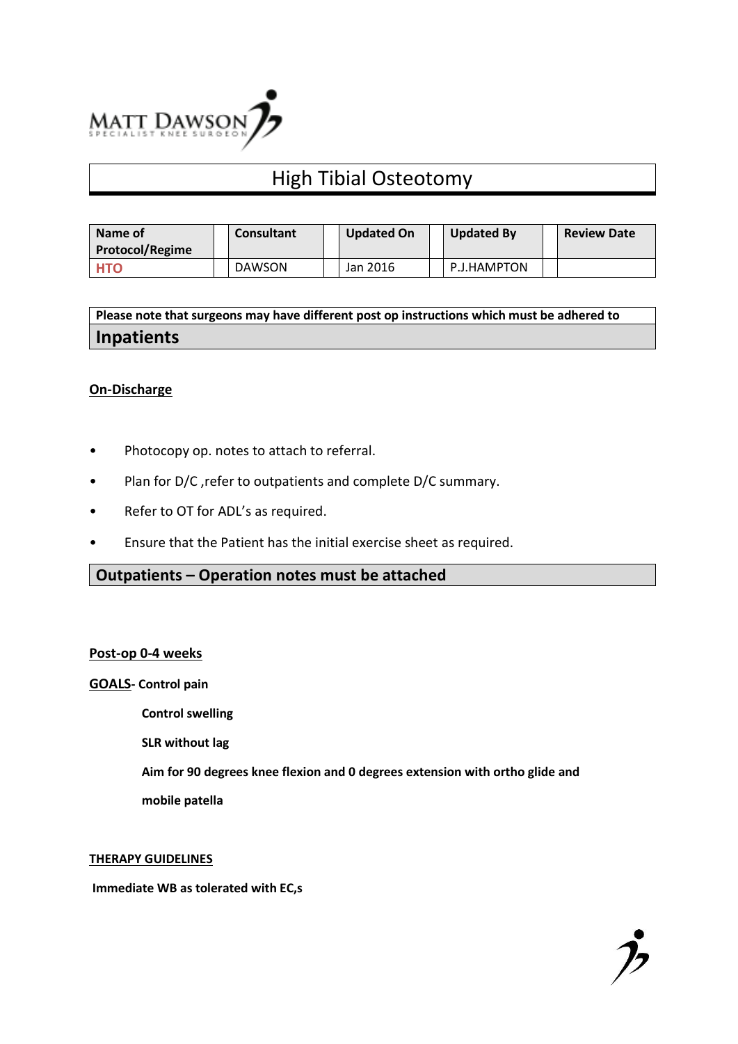MATT DAWSON
SPECIALIST KNEE SURGEON

# High Tibial Osteotomy

| Name of Protocol/Regime | Consultant | Updated On | Updated By | Review Date |
|---|---|---|---|---|
| HTO | DAWSON | Jan 2016 | P.J.HAMPTON | |

**Please note that surgeons may have different post op instructions which must be adhered to**

## Inpatients

**On-Discharge**

- Photocopy op. notes to attach to referral.
- Plan for D/C ,refer to outpatients and complete D/C summary.
- Refer to OT for ADL's as required.
- Ensure that the Patient has the initial exercise sheet as required.

## Outpatients – Operation notes must be attached

**Post-op 0-4 weeks**

**GOALS- Control pain**

**Control swelling**

**SLR without lag**

**Aim for 90 degrees knee flexion and 0 degrees extension with ortho glide and mobile patella**

**THERAPY GUIDELINES**

**Immediate WB as tolerated with EC,s**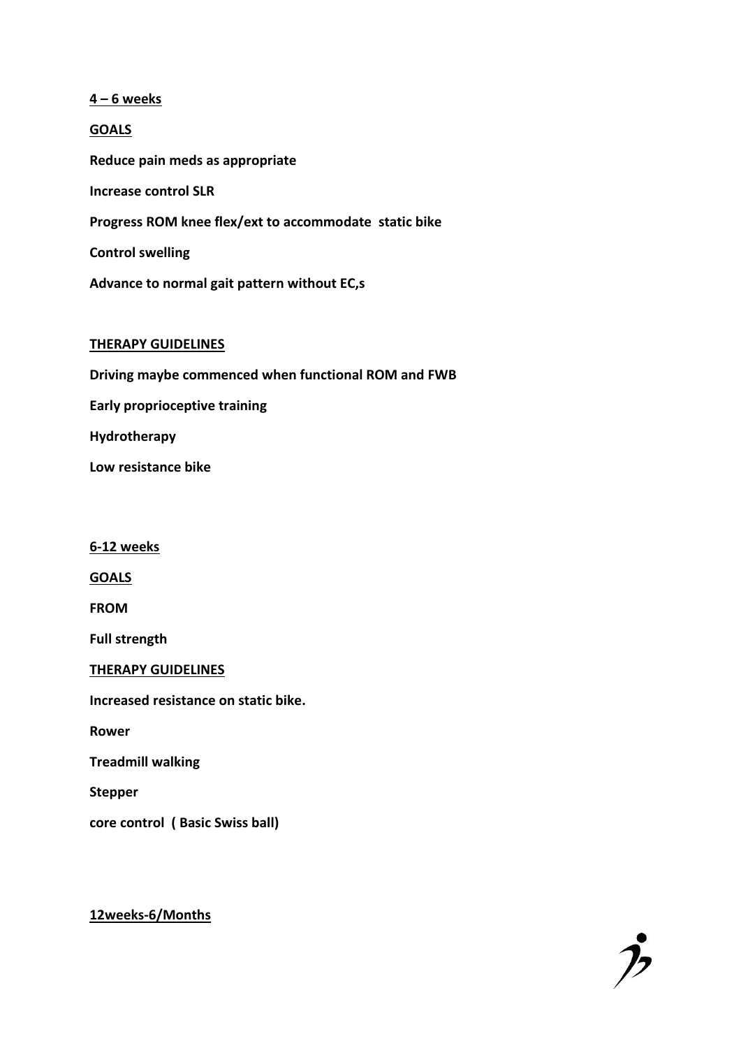**4 – 6 weeks**

**GOALS**

**Reduce pain meds as appropriate**

**Increase control SLR**

**Progress ROM knee flex/ext to accommodate static bike**

**Control swelling**

**Advance to normal gait pattern without EC,s**

**THERAPY GUIDELINES**

**Driving maybe commenced when functional ROM and FWB**

**Early proprioceptive training**

**Hydrotherapy**

**Low resistance bike**

**6-12 weeks**

**GOALS**

**FROM**

**Full strength**

**THERAPY GUIDELINES**

**Increased resistance on static bike.**

**Rower**

**Treadmill walking**

**Stepper**

**core control ( Basic Swiss ball)**

**12weeks-6/Months**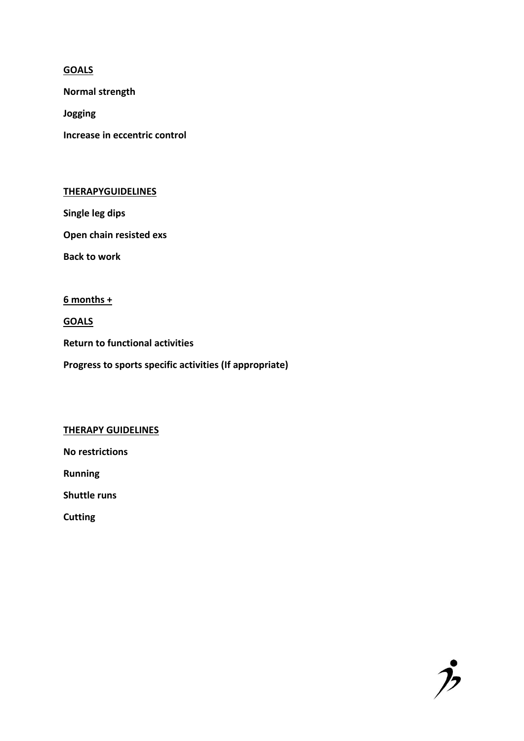**GOALS**

**Normal strength**

**Jogging**

**Increase in eccentric control**

**THERAPYGUIDELINES**

**Single leg dips**

**Open chain resisted exs**

**Back to work**

## 6 months +

**GOALS**

**Return to functional activities**

**Progress to sports specific activities (If appropriate)**

**THERAPY GUIDELINES**

**No restrictions**

**Running**

**Shuttle runs**

**Cutting**